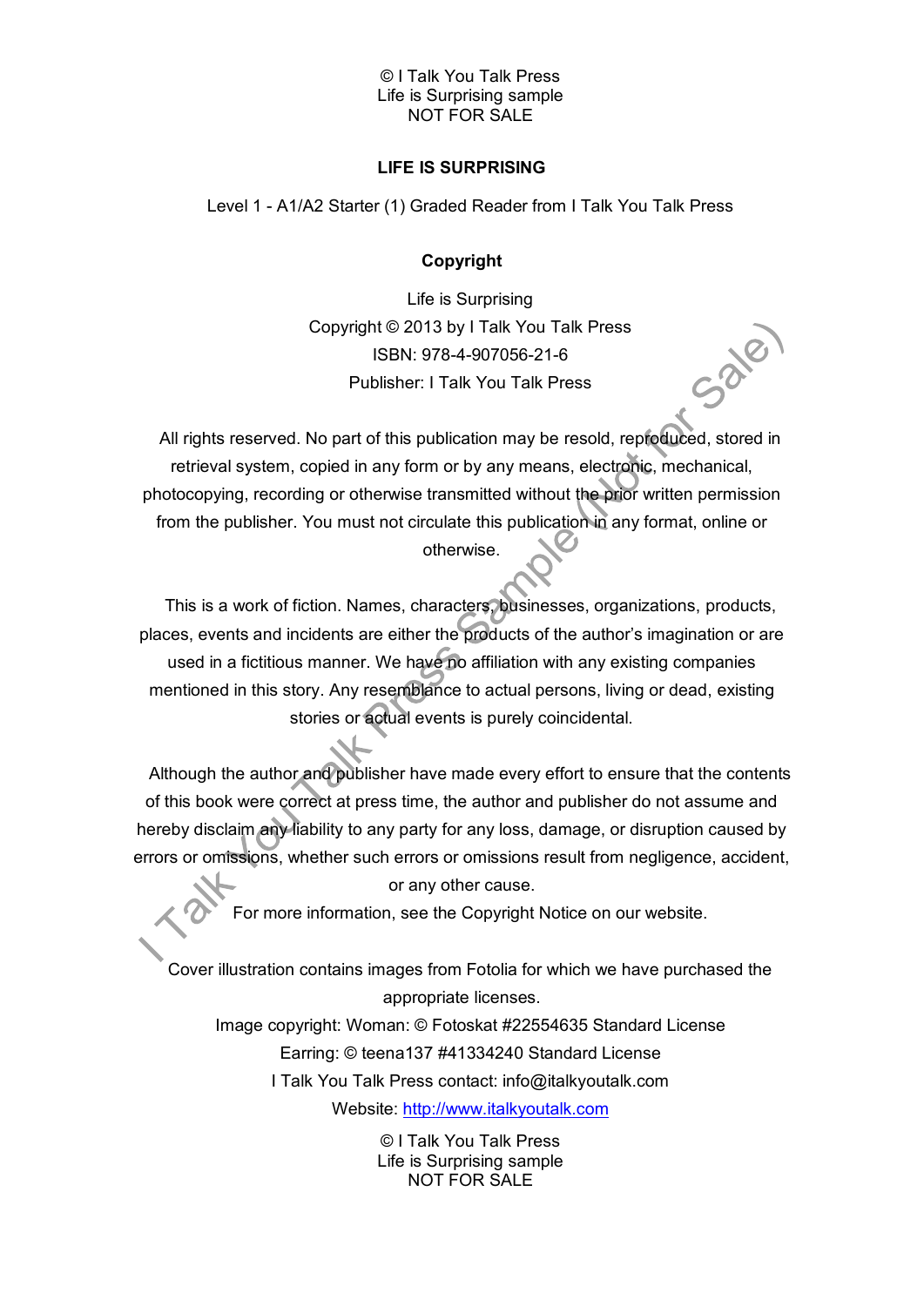# LIFE IS SURPRISING

Level 1 - A1/A2 Starter (1) Graded Reader from I Talk You Talk Press

## Copyright

Life is Surprising
Copyright © 2013 by I Talk You Talk Press
ISBN: 978-4-907056-21-6
Publisher: I Talk You Talk Press

All rights reserved. No part of this publication may be resold, reproduced, stored in retrieval system, copied in any form or by any means, electronic, mechanical, photocopying, recording or otherwise transmitted without the prior written permission from the publisher. You must not circulate this publication in any format, online or otherwise.

This is a work of fiction. Names, characters, businesses, organizations, products, places, events and incidents are either the products of the author's imagination or are used in a fictitious manner. We have no affiliation with any existing companies mentioned in this story. Any resemblance to actual persons, living or dead, existing stories or actual events is purely coincidental.

Although the author and publisher have made every effort to ensure that the contents of this book were correct at press time, the author and publisher do not assume and hereby disclaim any liability to any party for any loss, damage, or disruption caused by errors or omissions, whether such errors or omissions result from negligence, accident, or any other cause.

For more information, see the Copyright Notice on our website.

Cover illustration contains images from Fotolia for which we have purchased the appropriate licenses.

Image copyright: Woman: © Fotoskat #22554635 Standard License
Earring: © teena137 #41334240 Standard License
I Talk You Talk Press contact: info@italkyoutalk.com
Website: http://www.italkyoutalk.com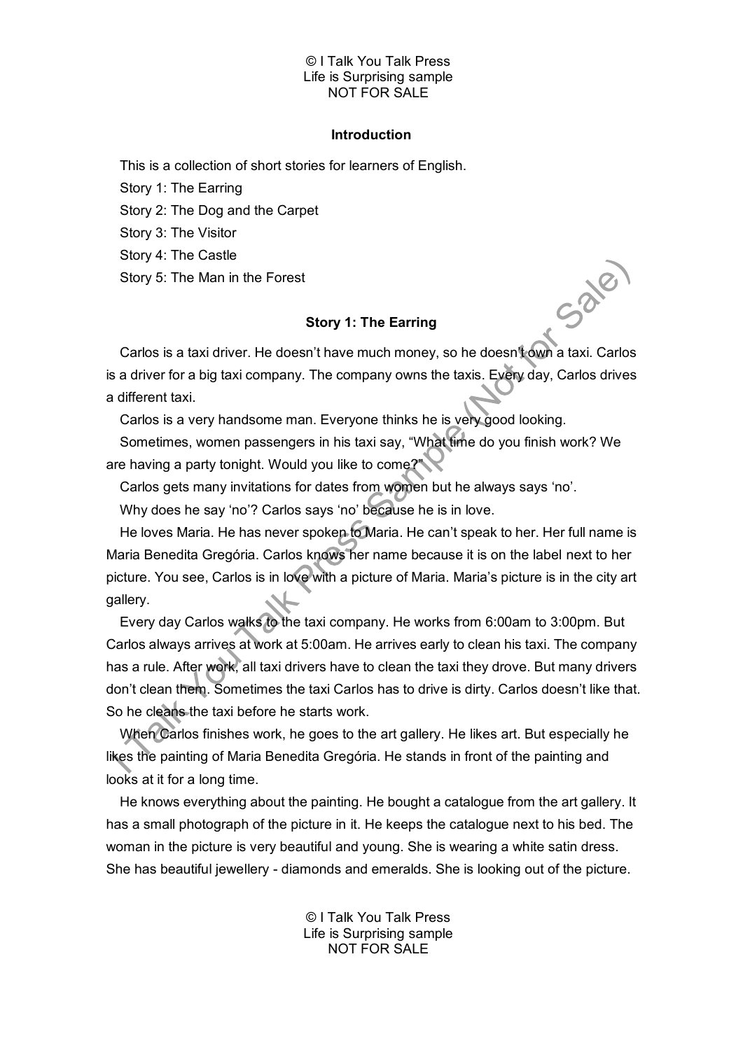## Introduction

This is a collection of short stories for learners of English.

Story 1: The Earring

Story 2: The Dog and the Carpet

Story 3: The Visitor

Story 4: The Castle

Story 5: The Man in the Forest

## Story 1: The Earring

Carlos is a taxi driver. He doesn't have much money, so he doesn't own a taxi. Carlos is a driver for a big taxi company. The company owns the taxis. Every day, Carlos drives a different taxi.

Carlos is a very handsome man. Everyone thinks he is very good looking.

Sometimes, women passengers in his taxi say, "What time do you finish work? We are having a party tonight. Would you like to come?"

Carlos gets many invitations for dates from women but he always says 'no'.

Why does he say 'no'? Carlos says 'no' because he is in love.

He loves Maria. He has never spoken to Maria. He can't speak to her. Her full name is Maria Benedita Gregória. Carlos knows her name because it is on the label next to her picture. You see, Carlos is in love with a picture of Maria. Maria's picture is in the city art gallery.

Every day Carlos walks to the taxi company. He works from 6:00am to 3:00pm. But Carlos always arrives at work at 5:00am. He arrives early to clean his taxi. The company has a rule. After work, all taxi drivers have to clean the taxi they drove. But many drivers don't clean them. Sometimes the taxi Carlos has to drive is dirty. Carlos doesn't like that. So he cleans the taxi before he starts work.

When Carlos finishes work, he goes to the art gallery. He likes art. But especially he likes the painting of Maria Benedita Gregória. He stands in front of the painting and looks at it for a long time.

He knows everything about the painting. He bought a catalogue from the art gallery. It has a small photograph of the picture in it. He keeps the catalogue next to his bed. The woman in the picture is very beautiful and young. She is wearing a white satin dress. She has beautiful jewellery - diamonds and emeralds. She is looking out of the picture.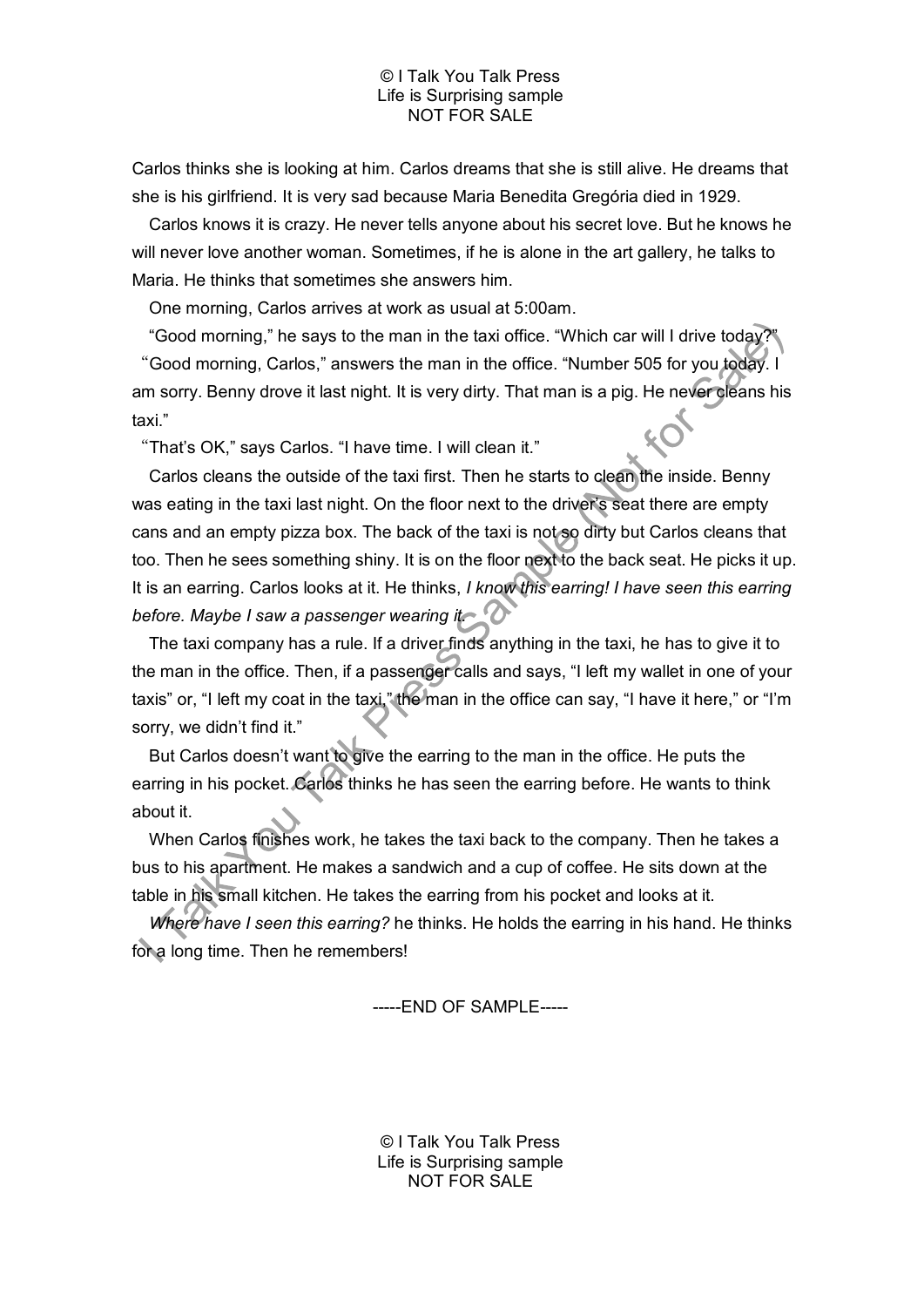Carlos thinks she is looking at him. Carlos dreams that she is still alive. He dreams that she is his girlfriend. It is very sad because Maria Benedita Gregória died in 1929.

Carlos knows it is crazy. He never tells anyone about his secret love. But he knows he will never love another woman. Sometimes, if he is alone in the art gallery, he talks to Maria. He thinks that sometimes she answers him.

One morning, Carlos arrives at work as usual at 5:00am.

"Good morning," he says to the man in the taxi office. "Which car will I drive today?"

"Good morning, Carlos," answers the man in the office. "Number 505 for you today. I am sorry. Benny drove it last night. It is very dirty. That man is a pig. He never cleans his taxi."

"That's OK," says Carlos. "I have time. I will clean it."

Carlos cleans the outside of the taxi first. Then he starts to clean the inside. Benny was eating in the taxi last night. On the floor next to the driver's seat there are empty cans and an empty pizza box. The back of the taxi is not so dirty but Carlos cleans that too. Then he sees something shiny. It is on the floor next to the back seat. He picks it up. It is an earring. Carlos looks at it. He thinks, *I know this earring! I have seen this earring before. Maybe I saw a passenger wearing it.*

The taxi company has a rule. If a driver finds anything in the taxi, he has to give it to the man in the office. Then, if a passenger calls and says, "I left my wallet in one of your taxis" or, "I left my coat in the taxi," the man in the office can say, "I have it here," or "I'm sorry, we didn't find it."

But Carlos doesn't want to give the earring to the man in the office. He puts the earring in his pocket. Carlos thinks he has seen the earring before. He wants to think about it.

When Carlos finishes work, he takes the taxi back to the company. Then he takes a bus to his apartment. He makes a sandwich and a cup of coffee. He sits down at the table in his small kitchen. He takes the earring from his pocket and looks at it.

*Where have I seen this earring?* he thinks. He holds the earring in his hand. He thinks for a long time. Then he remembers!

-----END OF SAMPLE-----